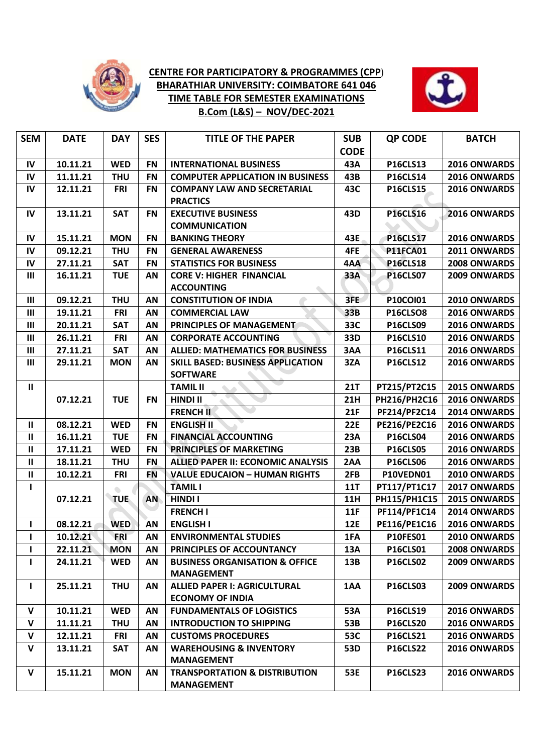# CENTRE FOR PARTICIPATORY & PROGRAMMES (CPP)

## BHARATHIAR UNIVERSITY: COIMBATORE 641 046

## TIME TABLE FOR SEMESTER EXAMINATIONS

## B.Com (L&S) – NOV/DEC-2021

| SEM | DATE | DAY | SES | TITLE OF THE PAPER | SUB CODE | QP CODE | BATCH |
|---|---|---|---|---|---|---|---|
| IV | 10.11.21 | WED | FN | INTERNATIONAL BUSINESS | 43A | P16CLS13 | 2016 ONWARDS |
| IV | 11.11.21 | THU | FN | COMPUTER APPLICATION IN BUSINESS | 43B | P16CLS14 | 2016 ONWARDS |
| IV | 12.11.21 | FRI | FN | COMPANY LAW AND SECRETARIAL PRACTICS | 43C | P16CLS15 | 2016 ONWARDS |
| IV | 13.11.21 | SAT | FN | EXECUTIVE BUSINESS COMMUNICATION | 43D | P16CLS16 | 2016 ONWARDS |
| IV | 15.11.21 | MON | FN | BANKING THEORY | 43E | P16CLS17 | 2016 ONWARDS |
| IV | 09.12.21 | THU | FN | GENERAL AWARENESS | 4FE | P11FCA01 | 2011 ONWARDS |
| IV | 27.11.21 | SAT | FN | STATISTICS FOR BUSINESS | 4AA | P16CLS18 | 2008 ONWARDS |
| III | 16.11.21 | TUE | AN | CORE V: HIGHER FINANCIAL ACCOUNTING | 33A | P16CLS07 | 2009 ONWARDS |
| III | 09.12.21 | THU | AN | CONSTITUTION OF INDIA | 3FE | P10COI01 | 2010 ONWARDS |
| III | 19.11.21 | FRI | AN | COMMERCIAL LAW | 33B | P16CLSO8 | 2016 ONWARDS |
| III | 20.11.21 | SAT | AN | PRINCIPLES OF MANAGEMENT | 33C | P16CLS09 | 2016 ONWARDS |
| III | 26.11.21 | FRI | AN | CORPORATE ACCOUNTING | 33D | P16CLS10 | 2016 ONWARDS |
| III | 27.11.21 | SAT | AN | ALLIED: MATHEMATICS FOR BUSINESS | 3AA | P16CLS11 | 2016 ONWARDS |
| III | 29.11.21 | MON | AN | SKILL BASED: BUSINESS APPLICATION SOFTWARE | 3ZA | P16CLS12 | 2016 ONWARDS |
| II | 07.12.21 | TUE | FN | TAMIL II | 21T | PT215/PT2C15 | 2015 ONWARDS |
| | | | | HINDI II | 21H | PH216/PH2C16 | 2016 ONWARDS |
| | | | | FRENCH II | 21F | PF214/PF2C14 | 2014 ONWARDS |
| II | 08.12.21 | WED | FN | ENGLISH II | 22E | PE216/PE2C16 | 2016 ONWARDS |
| II | 16.11.21 | TUE | FN | FINANCIAL ACCOUNTING | 23A | P16CLS04 | 2016 ONWARDS |
| II | 17.11.21 | WED | FN | PRINCIPLES OF MARKETING | 23B | P16CLS05 | 2016 ONWARDS |
| II | 18.11.21 | THU | FN | ALLIED PAPER II: ECONOMIC ANALYSIS | 2AA | P16CLS06 | 2016 ONWARDS |
| II | 10.12.21 | FRI | FN | VALUE EDUCAION – HUMAN RIGHTS | 2FB | P10VEDN01 | 2010 ONWARDS |
| I | 07.12.21 | TUE | AN | TAMIL I | 11T | PT117/PT1C17 | 2017 ONWARDS |
| | | | | HINDI I | 11H | PH115/PH1C15 | 2015 ONWARDS |
| | | | | FRENCH I | 11F | PF114/PF1C14 | 2014 ONWARDS |
| I | 08.12.21 | WED | AN | ENGLISH I | 12E | PE116/PE1C16 | 2016 ONWARDS |
| I | 10.12.21 | FRI | AN | ENVIRONMENTAL STUDIES | 1FA | P10FES01 | 2010 ONWARDS |
| I | 22.11.21 | MON | AN | PRINCIPLES OF ACCOUNTANCY | 13A | P16CLS01 | 2008 ONWARDS |
| I | 24.11.21 | WED | AN | BUSINESS ORGANISATION & OFFICE MANAGEMENT | 13B | P16CLS02 | 2009 ONWARDS |
| I | 25.11.21 | THU | AN | ALLIED PAPER I: AGRICULTURAL ECONOMY OF INDIA | 1AA | P16CLS03 | 2009 ONWARDS |
| V | 10.11.21 | WED | AN | FUNDAMENTALS OF LOGISTICS | 53A | P16CLS19 | 2016 ONWARDS |
| V | 11.11.21 | THU | AN | INTRODUCTION TO SHIPPING | 53B | P16CLS20 | 2016 ONWARDS |
| V | 12.11.21 | FRI | AN | CUSTOMS PROCEDURES | 53C | P16CLS21 | 2016 ONWARDS |
| V | 13.11.21 | SAT | AN | WAREHOUSING & INVENTORY MANAGEMENT | 53D | P16CLS22 | 2016 ONWARDS |
| V | 15.11.21 | MON | AN | TRANSPORTATION & DISTRIBUTION MANAGEMENT | 53E | P16CLS23 | 2016 ONWARDS |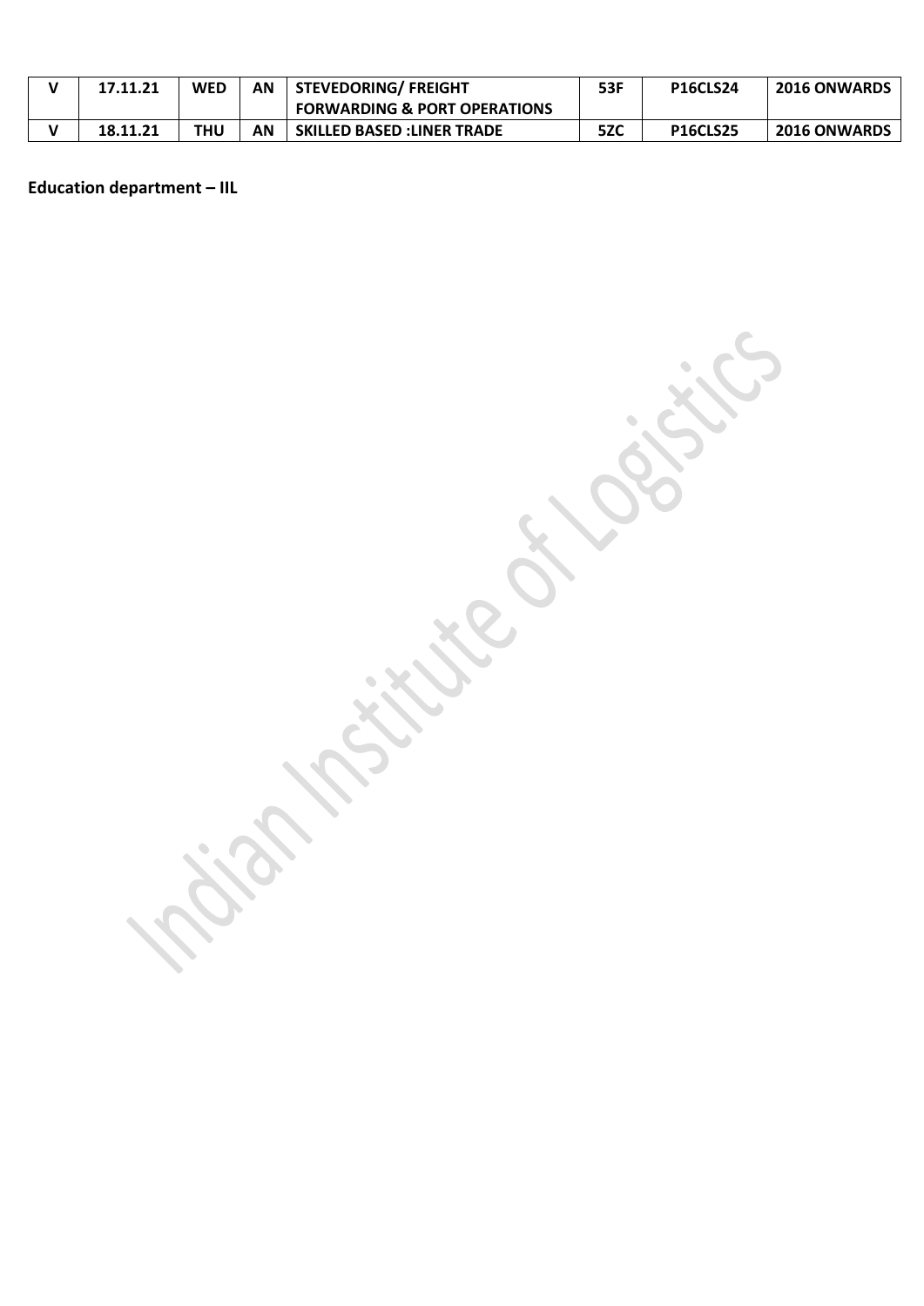| | | | | | | | |
|---|---|---|---|---|---|---|---|
| V | 17.11.21 | WED | AN | STEVEDORING/ FREIGHT FORWARDING & PORT OPERATIONS | 53F | P16CLS24 | 2016 ONWARDS |
| V | 18.11.21 | THU | AN | SKILLED BASED :LINER TRADE | 5ZC | P16CLS25 | 2016 ONWARDS |

**Education department – IIL**